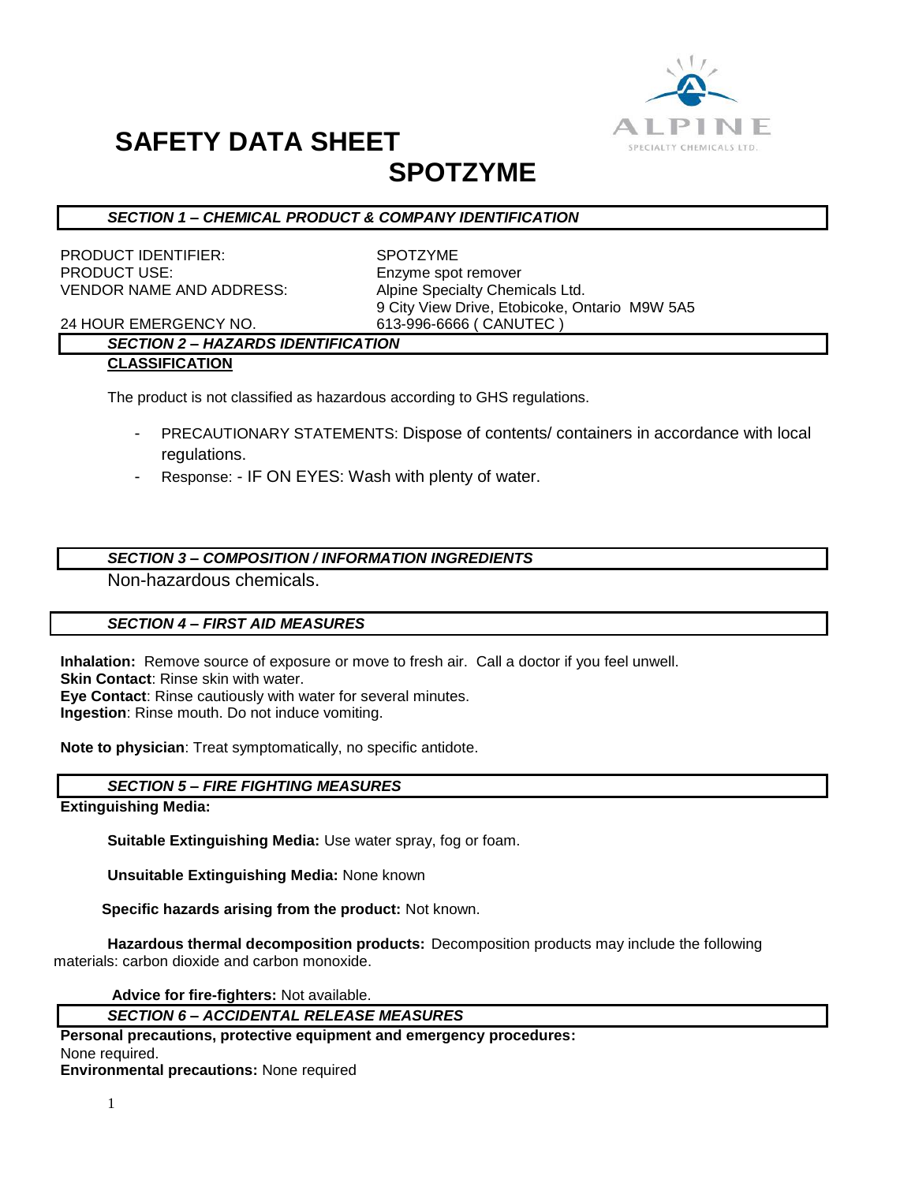# SAFETY DATA SHEET

## SPOTZYME

### *SECTION 1 – CHEMICAL PRODUCT & COMPANY IDENTIFICATION*

| | |
|---|---|
| PRODUCT IDENTIFIER: | SPOTZYME |
| PRODUCT USE: | Enzyme spot remover |
| VENDOR NAME AND ADDRESS: | Alpine Specialty Chemicals Ltd.<br>9 City View Drive, Etobicoke, Ontario M9W 5A5 |
| 24 HOUR EMERGENCY NO. | 613-996-6666 ( CANUTEC ) |

### *SECTION 2 – HAZARDS IDENTIFICATION*

**CLASSIFICATION**

The product is not classified as hazardous according to GHS regulations.

- PRECAUTIONARY STATEMENTS: Dispose of contents/ containers in accordance with local regulations.
- Response: - IF ON EYES: Wash with plenty of water.

### *SECTION 3 – COMPOSITION / INFORMATION INGREDIENTS*

Non-hazardous chemicals.

### *SECTION 4 – FIRST AID MEASURES*

**Inhalation:** Remove source of exposure or move to fresh air. Call a doctor if you feel unwell.
**Skin Contact**: Rinse skin with water.
**Eye Contact**: Rinse cautiously with water for several minutes.
**Ingestion**: Rinse mouth. Do not induce vomiting.

**Note to physician**: Treat symptomatically, no specific antidote.

### *SECTION 5 – FIRE FIGHTING MEASURES*

**Extinguishing Media:**

**Suitable Extinguishing Media:** Use water spray, fog or foam.

**Unsuitable Extinguishing Media:** None known

**Specific hazards arising from the product:** Not known.

**Hazardous thermal decomposition products:** Decomposition products may include the following materials: carbon dioxide and carbon monoxide.

**Advice for fire-fighters:** Not available.

### *SECTION 6 – ACCIDENTAL RELEASE MEASURES*

**Personal precautions, protective equipment and emergency procedures:**
None required.
**Environmental precautions:** None required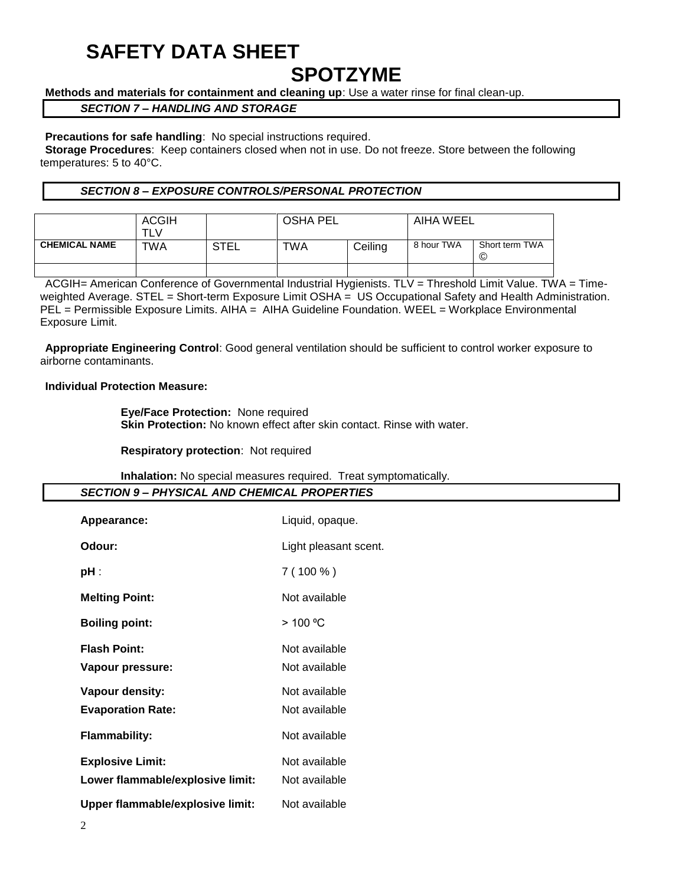# SAFETY DATA SHEET
# SPOTZYME

**Methods and materials for containment and cleaning up**: Use a water rinse for final clean-up.

## *SECTION 7 – HANDLING AND STORAGE*

**Precautions for safe handling**: No special instructions required.
**Storage Procedures**: Keep containers closed when not in use. Do not freeze. Store between the following temperatures: 5 to 40°C.

## *SECTION 8 – EXPOSURE CONTROLS/PERSONAL PROTECTION*

| | ACGIH TLV | | OSHA PEL | | AIHA WEEL | |
|---|---|---|---|---|---|---|
| **CHEMICAL NAME** | TWA | STEL | TWA | Ceiling | 8 hour TWA | Short term TWA © |
| | | | | | | |

ACGIH= American Conference of Governmental Industrial Hygienists. TLV = Threshold Limit Value. TWA = Time-weighted Average. STEL = Short-term Exposure Limit OSHA = US Occupational Safety and Health Administration. PEL = Permissible Exposure Limits. AIHA = AIHA Guideline Foundation. WEEL = Workplace Environmental Exposure Limit.

**Appropriate Engineering Control**: Good general ventilation should be sufficient to control worker exposure to airborne contaminants.

**Individual Protection Measure:**

**Eye/Face Protection:** None required
**Skin Protection:** No known effect after skin contact. Rinse with water.

**Respiratory protection**: Not required

**Inhalation:** No special measures required. Treat symptomatically.

## *SECTION 9 – PHYSICAL AND CHEMICAL PROPERTIES*

**Appearance:** Liquid, opaque.

**Odour:** Light pleasant scent.

**pH** : 7 ( 100 % )

**Melting Point:** Not available

**Boiling point:** > 100 ºC

**Flash Point:** Not available

**Vapour pressure:** Not available

**Vapour density:** Not available

**Evaporation Rate:** Not available

**Flammability:** Not available

**Explosive Limit:** Not available

**Lower flammable/explosive limit:** Not available

**Upper flammable/explosive limit:** Not available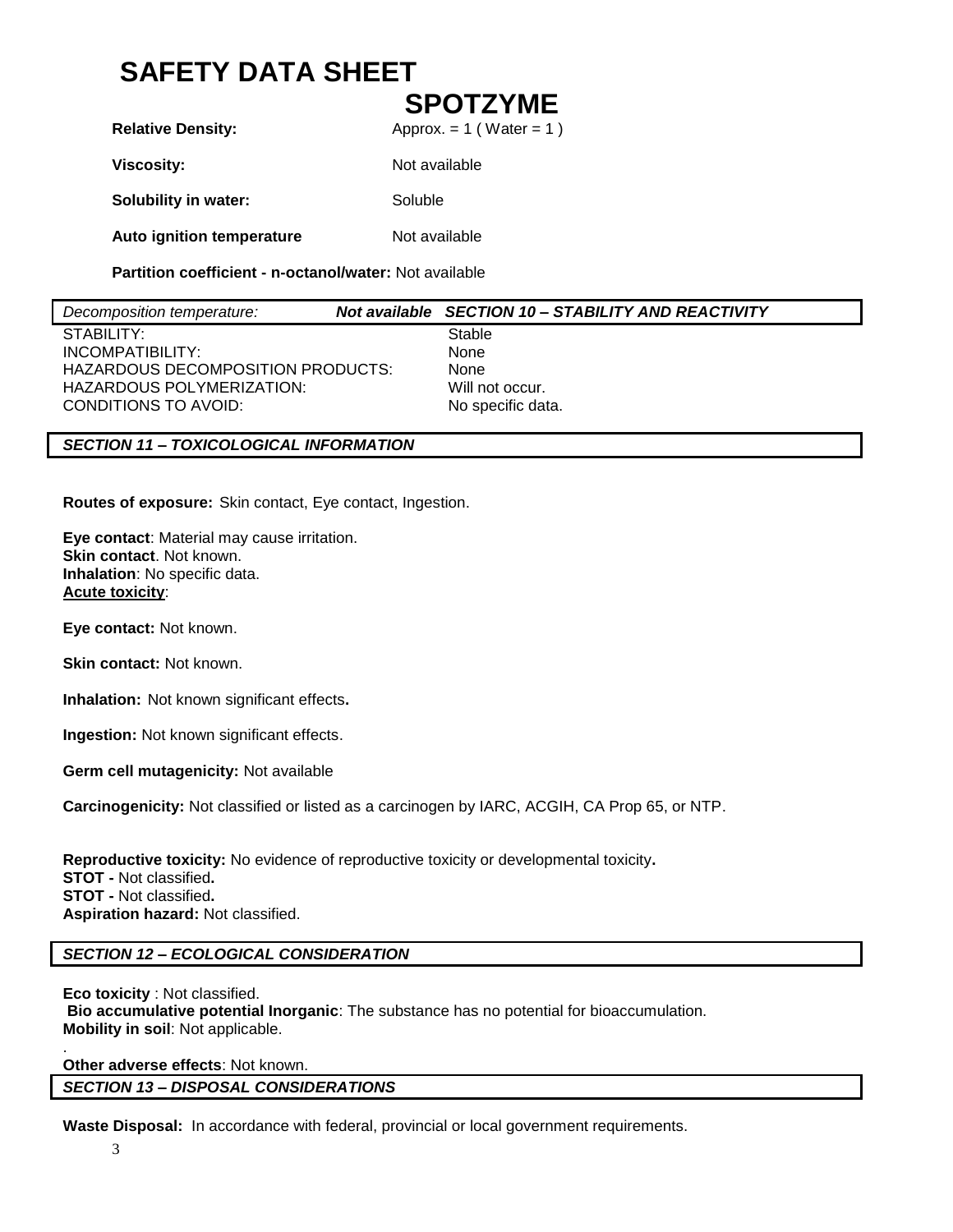# SAFETY DATA SHEET

## SPOTZYME

**Relative Density:** Approx. = 1 ( Water = 1 )

**Viscosity:** Not available

**Solubility in water:** Soluble

**Auto ignition temperature** Not available

**Partition coefficient - n-octanol/water:** Not available

*Decomposition temperature:* ***Not available***

### *SECTION 10 – STABILITY AND REACTIVITY*

| | |
|---|---|
| STABILITY: | Stable |
| INCOMPATIBILITY: | None |
| HAZARDOUS DECOMPOSITION PRODUCTS: | None |
| HAZARDOUS POLYMERIZATION: | Will not occur. |
| CONDITIONS TO AVOID: | No specific data. |

### *SECTION 11 – TOXICOLOGICAL INFORMATION*

**Routes of exposure:** Skin contact, Eye contact, Ingestion.

**Eye contact**: Material may cause irritation.
**Skin contact**. Not known.
**Inhalation**: No specific data.
**Acute toxicity**:

**Eye contact:** Not known.

**Skin contact:** Not known.

**Inhalation:** Not known significant effects**.**

**Ingestion:** Not known significant effects.

**Germ cell mutagenicity:** Not available

**Carcinogenicity:** Not classified or listed as a carcinogen by IARC, ACGIH, CA Prop 65, or NTP.

**Reproductive toxicity:** No evidence of reproductive toxicity or developmental toxicity**.**
**STOT -** Not classified**.**
**STOT -** Not classified**.**
**Aspiration hazard:** Not classified.

### *SECTION 12 – ECOLOGICAL CONSIDERATION*

**Eco toxicity** : Not classified.
**Bio accumulative potential Inorganic**: The substance has no potential for bioaccumulation.
**Mobility in soil**: Not applicable.

.
**Other adverse effects**: Not known.

### *SECTION 13 – DISPOSAL CONSIDERATIONS*

**Waste Disposal:** In accordance with federal, provincial or local government requirements.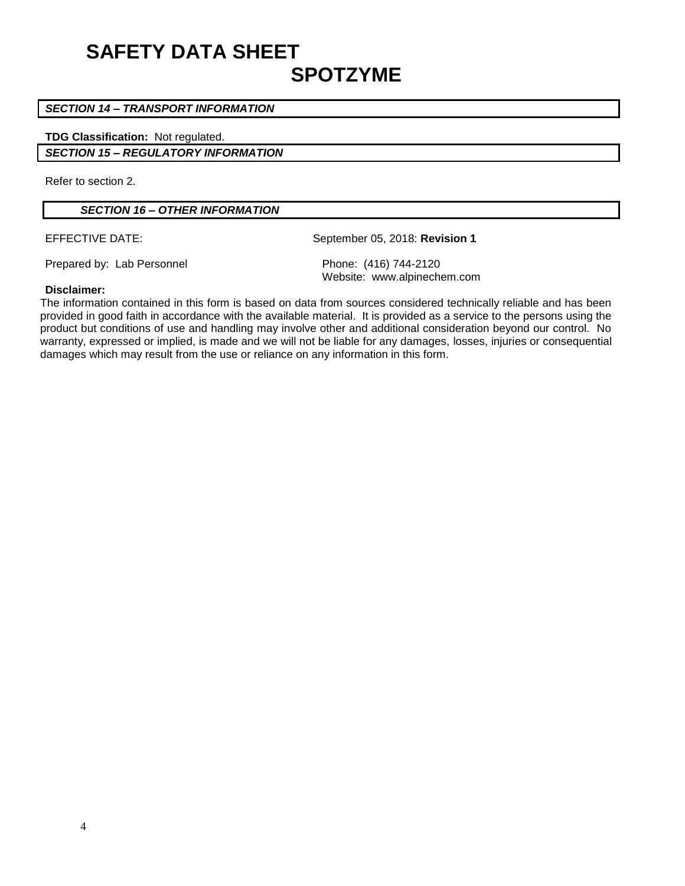# SAFETY DATA SHEET
# SPOTZYME

### *SECTION 14 – TRANSPORT INFORMATION*

**TDG Classification:** Not regulated.

### *SECTION 15 – REGULATORY INFORMATION*

Refer to section 2.

### *SECTION 16 – OTHER INFORMATION*

EFFECTIVE DATE: September 05, 2018: **Revision 1**

Prepared by: Lab Personnel

Phone: (416) 744-2120
Website: www.alpinechem.com

**Disclaimer:**

The information contained in this form is based on data from sources considered technically reliable and has been provided in good faith in accordance with the available material. It is provided as a service to the persons using the product but conditions of use and handling may involve other and additional consideration beyond our control. No warranty, expressed or implied, is made and we will not be liable for any damages, losses, injuries or consequential damages which may result from the use or reliance on any information in this form.